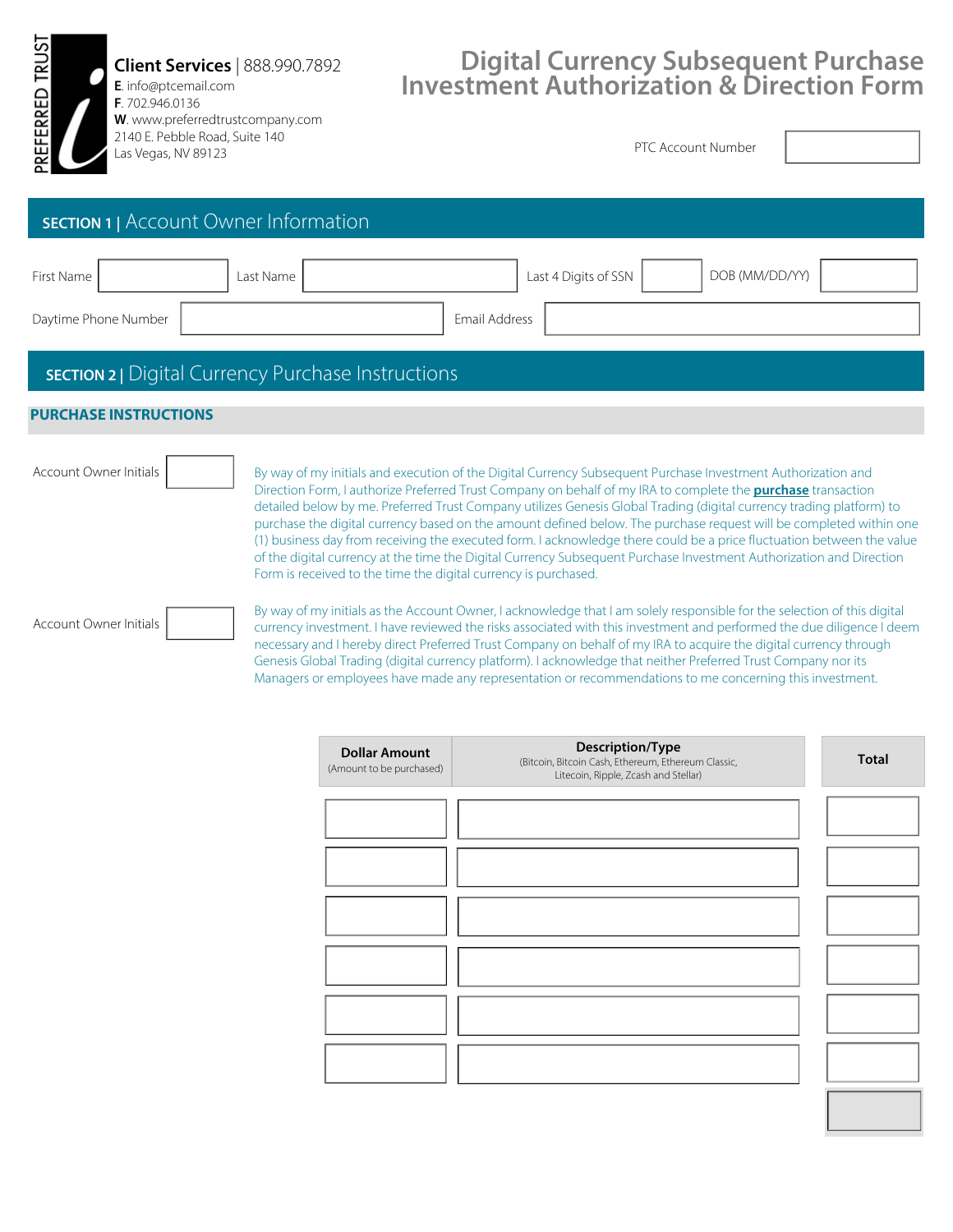PREFERRED TRUST

**Client Services** | 888.990.7892
**E**. info@ptcemail.com
**F**. 702.946.0136
**W**. www.preferredtrustcompany.com
2140 E. Pebble Road, Suite 140
Las Vegas, NV 89123

# Digital Currency Subsequent Purchase Investment Authorization & Direction Form

PTC Account Number

## SECTION 1 | Account Owner Information

| First Name | | Last Name | | Last 4 Digits of SSN | | DOB (MM/DD/YY) | |
|---|---|---|---|---|---|---|---|
| Daytime Phone Number | | Email Address | | | | | |

## SECTION 2 | Digital Currency Purchase Instructions

### PURCHASE INSTRUCTIONS

Account Owner Initials

By way of my initials and execution of the Digital Currency Subsequent Purchase Investment Authorization and Direction Form, I authorize Preferred Trust Company on behalf of my IRA to complete the **purchase** transaction detailed below by me. Preferred Trust Company utilizes Genesis Global Trading (digital currency trading platform) to purchase the digital currency based on the amount defined below. The purchase request will be completed within one (1) business day from receiving the executed form. I acknowledge there could be a price fluctuation between the value of the digital currency at the time the Digital Currency Subsequent Purchase Investment Authorization and Direction Form is received to the time the digital currency is purchased.

Account Owner Initials

By way of my initials as the Account Owner, I acknowledge that I am solely responsible for the selection of this digital currency investment. I have reviewed the risks associated with this investment and performed the due diligence I deem necessary and I hereby direct Preferred Trust Company on behalf of my IRA to acquire the digital currency through Genesis Global Trading (digital currency platform). I acknowledge that neither Preferred Trust Company nor its Managers or employees have made any representation or recommendations to me concerning this investment.

| **Dollar Amount** (Amount to be purchased) | **Description/Type** (Bitcoin, Bitcoin Cash, Ethereum, Ethereum Classic, Litecoin, Ripple, Zcash and Stellar) | **Total** |
|---|---|---|
| | | |
| | | |
| | | |
| | | |
| | | |
| | | |
| | | |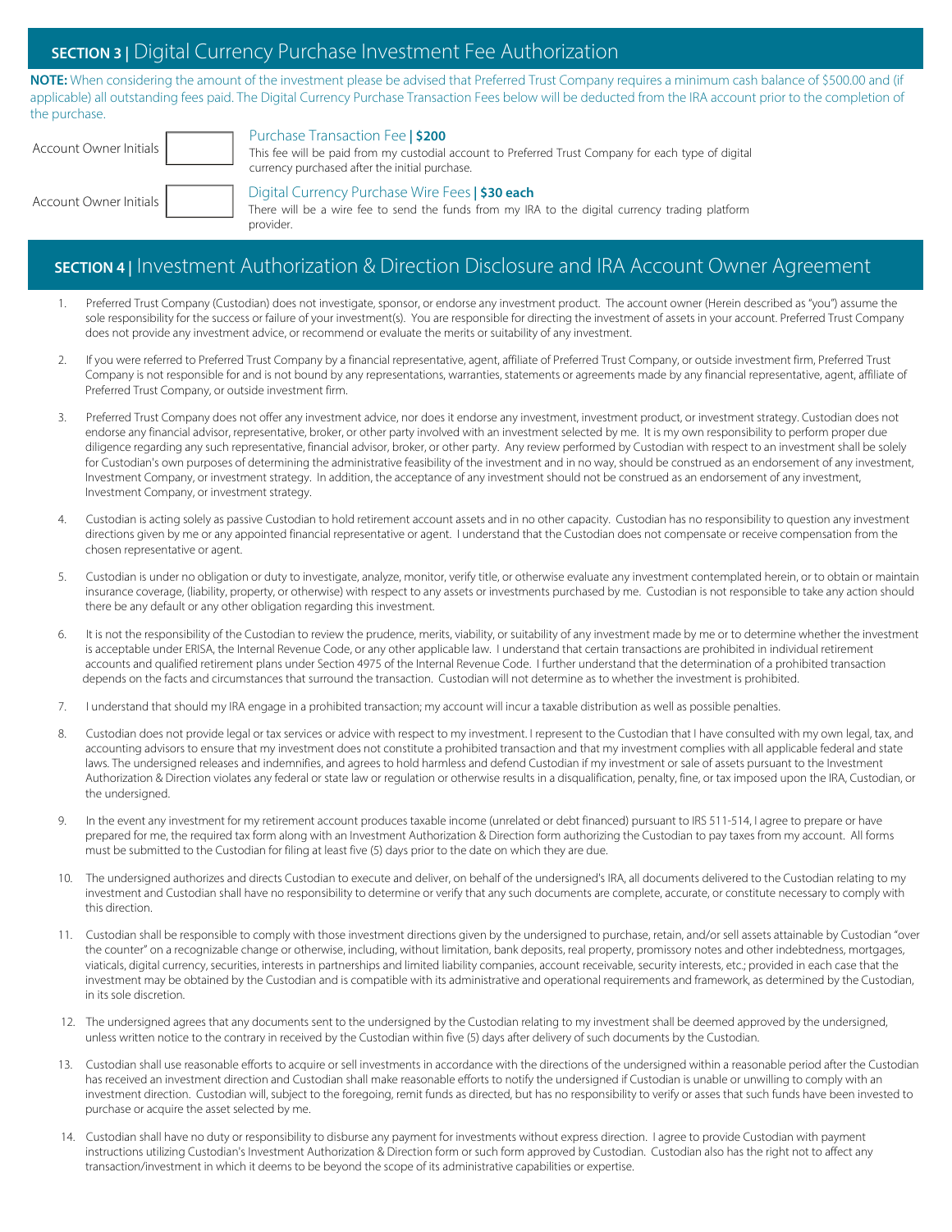## SECTION 3 | Digital Currency Purchase Investment Fee Authorization

**NOTE:** When considering the amount of the investment please be advised that Preferred Trust Company requires a minimum cash balance of $500.00 and (if applicable) all outstanding fees paid. The Digital Currency Purchase Transaction Fees below will be deducted from the IRA account prior to the completion of the purchase.

Account Owner Initials ________

Purchase Transaction Fee **| $200**
This fee will be paid from my custodial account to Preferred Trust Company for each type of digital currency purchased after the initial purchase.

Account Owner Initials ________

Digital Currency Purchase Wire Fees **| $30 each**
There will be a wire fee to send the funds from my IRA to the digital currency trading platform provider.

## SECTION 4 | Investment Authorization & Direction Disclosure and IRA Account Owner Agreement

1. Preferred Trust Company (Custodian) does not investigate, sponsor, or endorse any investment product. The account owner (Herein described as "you") assume the sole responsibility for the success or failure of your investment(s). You are responsible for directing the investment of assets in your account. Preferred Trust Company does not provide any investment advice, or recommend or evaluate the merits or suitability of any investment.

2. If you were referred to Preferred Trust Company by a financial representative, agent, affiliate of Preferred Trust Company, or outside investment firm, Preferred Trust Company is not responsible for and is not bound by any representations, warranties, statements or agreements made by any financial representative, agent, affiliate of Preferred Trust Company, or outside investment firm.

3. Preferred Trust Company does not offer any investment advice, nor does it endorse any investment, investment product, or investment strategy. Custodian does not endorse any financial advisor, representative, broker, or other party involved with an investment selected by me. It is my own responsibility to perform proper due diligence regarding any such representative, financial advisor, broker, or other party. Any review performed by Custodian with respect to an investment shall be solely for Custodian's own purposes of determining the administrative feasibility of the investment and in no way, should be construed as an endorsement of any investment, Investment Company, or investment strategy. In addition, the acceptance of any investment should not be construed as an endorsement of any investment, Investment Company, or investment strategy.

4. Custodian is acting solely as passive Custodian to hold retirement account assets and in no other capacity. Custodian has no responsibility to question any investment directions given by me or any appointed financial representative or agent. I understand that the Custodian does not compensate or receive compensation from the chosen representative or agent.

5. Custodian is under no obligation or duty to investigate, analyze, monitor, verify title, or otherwise evaluate any investment contemplated herein, or to obtain or maintain insurance coverage, (liability, property, or otherwise) with respect to any assets or investments purchased by me. Custodian is not responsible to take any action should there be any default or any other obligation regarding this investment.

6. It is not the responsibility of the Custodian to review the prudence, merits, viability, or suitability of any investment made by me or to determine whether the investment is acceptable under ERISA, the Internal Revenue Code, or any other applicable law. I understand that certain transactions are prohibited in individual retirement accounts and qualified retirement plans under Section 4975 of the Internal Revenue Code. I further understand that the determination of a prohibited transaction depends on the facts and circumstances that surround the transaction. Custodian will not determine as to whether the investment is prohibited.

7. I understand that should my IRA engage in a prohibited transaction; my account will incur a taxable distribution as well as possible penalties.

8. Custodian does not provide legal or tax services or advice with respect to my investment. I represent to the Custodian that I have consulted with my own legal, tax, and accounting advisors to ensure that my investment does not constitute a prohibited transaction and that my investment complies with all applicable federal and state laws. The undersigned releases and indemnifies, and agrees to hold harmless and defend Custodian if my investment or sale of assets pursuant to the Investment Authorization & Direction violates any federal or state law or regulation or otherwise results in a disqualification, penalty, fine, or tax imposed upon the IRA, Custodian, or the undersigned.

9. In the event any investment for my retirement account produces taxable income (unrelated or debt financed) pursuant to IRS 511-514, I agree to prepare or have prepared for me, the required tax form along with an Investment Authorization & Direction form authorizing the Custodian to pay taxes from my account. All forms must be submitted to the Custodian for filing at least five (5) days prior to the date on which they are due.

10. The undersigned authorizes and directs Custodian to execute and deliver, on behalf of the undersigned's IRA, all documents delivered to the Custodian relating to my investment and Custodian shall have no responsibility to determine or verify that any such documents are complete, accurate, or constitute necessary to comply with this direction.

11. Custodian shall be responsible to comply with those investment directions given by the undersigned to purchase, retain, and/or sell assets attainable by Custodian "over the counter" on a recognizable change or otherwise, including, without limitation, bank deposits, real property, promissory notes and other indebtedness, mortgages, viaticals, digital currency, securities, interests in partnerships and limited liability companies, account receivable, security interests, etc.; provided in each case that the investment may be obtained by the Custodian and is compatible with its administrative and operational requirements and framework, as determined by the Custodian, in its sole discretion.

12. The undersigned agrees that any documents sent to the undersigned by the Custodian relating to my investment shall be deemed approved by the undersigned, unless written notice to the contrary in received by the Custodian within five (5) days after delivery of such documents by the Custodian.

13. Custodian shall use reasonable efforts to acquire or sell investments in accordance with the directions of the undersigned within a reasonable period after the Custodian has received an investment direction and Custodian shall make reasonable efforts to notify the undersigned if Custodian is unable or unwilling to comply with an investment direction. Custodian will, subject to the foregoing, remit funds as directed, but has no responsibility to verify or asses that such funds have been invested to purchase or acquire the asset selected by me.

14. Custodian shall have no duty or responsibility to disburse any payment for investments without express direction. I agree to provide Custodian with payment instructions utilizing Custodian's Investment Authorization & Direction form or such form approved by Custodian. Custodian also has the right not to affect any transaction/investment in which it deems to be beyond the scope of its administrative capabilities or expertise.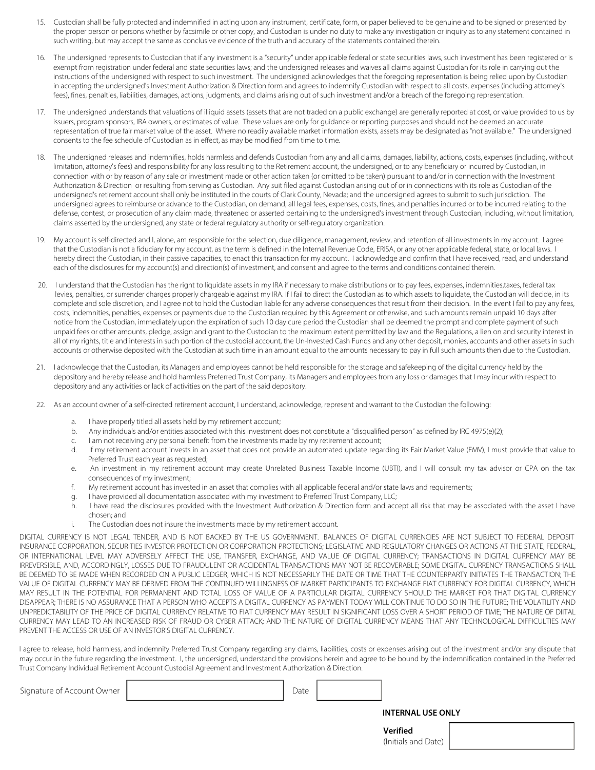15. Custodian shall be fully protected and indemnified in acting upon any instrument, certificate, form, or paper believed to be genuine and to be signed or presented by the proper person or persons whether by facsimile or other copy, and Custodian is under no duty to make any investigation or inquiry as to any statement contained in such writing, but may accept the same as conclusive evidence of the truth and accuracy of the statements contained therein.

16. The undersigned represents to Custodian that if any investment is a "security" under applicable federal or state securities laws, such investment has been registered or is exempt from registration under federal and state securities laws; and the undersigned releases and waives all claims against Custodian for its role in carrying out the instructions of the undersigned with respect to such investment. The undersigned acknowledges that the foregoing representation is being relied upon by Custodian in accepting the undersigned's Investment Authorization & Direction form and agrees to indemnify Custodian with respect to all costs, expenses (including attorney's fees), fines, penalties, liabilities, damages, actions, judgments, and claims arising out of such investment and/or a breach of the foregoing representation.

17. The undersigned understands that valuations of illiquid assets (assets that are not traded on a public exchange) are generally reported at cost, or value provided to us by issuers, program sponsors, IRA owners, or estimates of value. These values are only for guidance or reporting purposes and should not be deemed an accurate representation of true fair market value of the asset. Where no readily available market information exists, assets may be designated as "not available." The undersigned consents to the fee schedule of Custodian as in effect, as may be modified from time to time.

18. The undersigned releases and indemnifies, holds harmless and defends Custodian from any and all claims, damages, liability, actions, costs, expenses (including, without limitation, attorney's fees) and responsibility for any loss resulting to the Retirement account, the undersigned, or to any beneficiary or incurred by Custodian, in connection with or by reason of any sale or investment made or other action taken (or omitted to be taken) pursuant to and/or in connection with the Investment Authorization & Direction or resulting from serving as Custodian. Any suit filed against Custodian arising out of or in connections with its role as Custodian of the undersigned's retirement account shall only be instituted in the courts of Clark County, Nevada; and the undersigned agrees to submit to such jurisdiction. The undersigned agrees to reimburse or advance to the Custodian, on demand, all legal fees, expenses, costs, fines, and penalties incurred or to be incurred relating to the defense, contest, or prosecution of any claim made, threatened or asserted pertaining to the undersigned's investment through Custodian, including, without limitation, claims asserted by the undersigned, any state or federal regulatory authority or self-regulatory organization.

19. My account is self-directed and I, alone, am responsible for the selection, due diligence, management, review, and retention of all investments in my account. I agree that the Custodian is not a fiduciary for my account, as the term is defined in the Internal Revenue Code, ERISA, or any other applicable federal, state, or local laws. I hereby direct the Custodian, in their passive capacities, to enact this transaction for my account. I acknowledge and confirm that I have received, read, and understand each of the disclosures for my account(s) and direction(s) of investment, and consent and agree to the terms and conditions contained therein.

20. I understand that the Custodian has the right to liquidate assets in my IRA if necessary to make distributions or to pay fees, expenses, indemnities,taxes, federal tax levies, penalties, or surrender charges properly chargeable against my IRA. If I fail to direct the Custodian as to which assets to liquidate, the Custodian will decide, in its complete and sole discretion, and I agree not to hold the Custodian liable for any adverse consequences that result from their decision. In the event I fail to pay any fees, costs, indemnities, penalties, expenses or payments due to the Custodian required by this Agreement or otherwise, and such amounts remain unpaid 10 days after notice from the Custodian, immediately upon the expiration of such 10 day cure period the Custodian shall be deemed the prompt and complete payment of such unpaid fees or other amounts, pledge, assign and grant to the Custodian to the maximum extent permitted by law and the Regulations, a lien on and security interest in all of my rights, title and interests in such portion of the custodial account, the Un-Invested Cash Funds and any other deposit, monies, accounts and other assets in such accounts or otherwise deposited with the Custodian at such time in an amount equal to the amounts necessary to pay in full such amounts then due to the Custodian.

21. I acknowledge that the Custodian, its Managers and employees cannot be held responsible for the storage and safekeeping of the digital currency held by the depository and hereby release and hold harmless Preferred Trust Company, its Managers and employees from any loss or damages that I may incur with respect to depository and any activities or lack of activities on the part of the said depository.

22. As an account owner of a self-directed retirement account, I understand, acknowledge, represent and warrant to the Custodian the following:

    a. I have properly titled all assets held by my retirement account;
    b. Any individuals and/or entities associated with this investment does not constitute a "disqualified person" as defined by IRC 4975(e)(2);
    c. I am not receiving any personal benefit from the investments made by my retirement account;
    d. If my retirement account invests in an asset that does not provide an automated update regarding its Fair Market Value (FMV), I must provide that value to Preferred Trust each year as requested;
    e. An investment in my retirement account may create Unrelated Business Taxable Income (UBTI), and I will consult my tax advisor or CPA on the tax consequences of my investment;
    f. My retirement account has invested in an asset that complies with all applicable federal and/or state laws and requirements;
    g. I have provided all documentation associated with my investment to Preferred Trust Company, LLC;
    h. I have read the disclosures provided with the Investment Authorization & Direction form and accept all risk that may be associated with the asset I have chosen; and
    i. The Custodian does not insure the investments made by my retirement account.

DIGITAL CURRENCY IS NOT LEGAL TENDER, AND IS NOT BACKED BY THE US GOVERNMENT. BALANCES OF DIGITAL CURRENCIES ARE NOT SUBJECT TO FEDERAL DEPOSIT INSURANCE CORPORATION, SECURITIES INVESTOR PROTECTION OR CORPORATION PROTECTIONS; LEGISLATIVE AND REGULATORY CHANGES OR ACTIONS AT THE STATE, FEDERAL, OR INTERNATIONAL LEVEL MAY ADVERSELY AFFECT THE USE, TRANSFER, EXCHANGE, AND VALUE OF DIGITAL CURRENCY; TRANSACTIONS IN DIGITAL CURRENCY MAY BE IRREVERSIBLE, AND, ACCORDINGLY, LOSSES DUE TO FRAUDULENT OR ACCIDENTAL TRANSACTIONS MAY NOT BE RECOVERABLE; SOME DIGITAL CURRENCY TRANSACTIONS SHALL BE DEEMED TO BE MADE WHEN RECORDED ON A PUBLIC LEDGER, WHICH IS NOT NECESSARILY THE DATE OR TIME THAT THE COUNTERPARTY INITIATES THE TRANSACTION; THE VALUE OF DIGITAL CURRENCY MAY BE DERIVED FROM THE CONTINUED WILLINGNESS OF MARKET PARTICIPANTS TO EXCHANGE FIAT CURRENCY FOR DIGITAL CURRENCY, WHICH MAY RESULT IN THE POTENTIAL FOR PERMANENT AND TOTAL LOSS OF VALUE OF A PARTICULAR DIGITAL CURRENCY SHOULD THE MARKET FOR THAT DIGITAL CURRENCY DISAPPEAR; THERE IS NO ASSURANCE THAT A PERSON WHO ACCEPTS A DIGITAL CURRENCY AS PAYMENT TODAY WILL CONTINUE TO DO SO IN THE FUTURE; THE VOLATILITY AND UNPREDICTABILITY OF THE PRICE OF DIGITAL CURRENCY RELATIVE TO FIAT CURRENCY MAY RESULT IN SIGNIFICANT LOSS OVER A SHORT PERIOD OF TIME; THE NATURE OF DIITAL CURRENCY MAY LEAD TO AN INCREASED RISK OF FRAUD OR CYBER ATTACK; AND THE NATURE OF DIGITAL CURRENCY MEANS THAT ANY TECHNOLOGICAL DIFFICULTIES MAY PREVENT THE ACCESS OR USE OF AN INVESTOR'S DIGITAL CURRENCY.

I agree to release, hold harmless, and indemnify Preferred Trust Company regarding any claims, liabilities, costs or expenses arising out of the investment and/or any dispute that may occur in the future regarding the investment. I, the undersigned, understand the provisions herein and agree to be bound by the indemnification contained in the Preferred Trust Company Individual Retirement Account Custodial Agreement and Investment Authorization & Direction.

Signature of Account Owner ____________________ Date __________

**INTERNAL USE ONLY**

**Verified**
(Initials and Date) __________